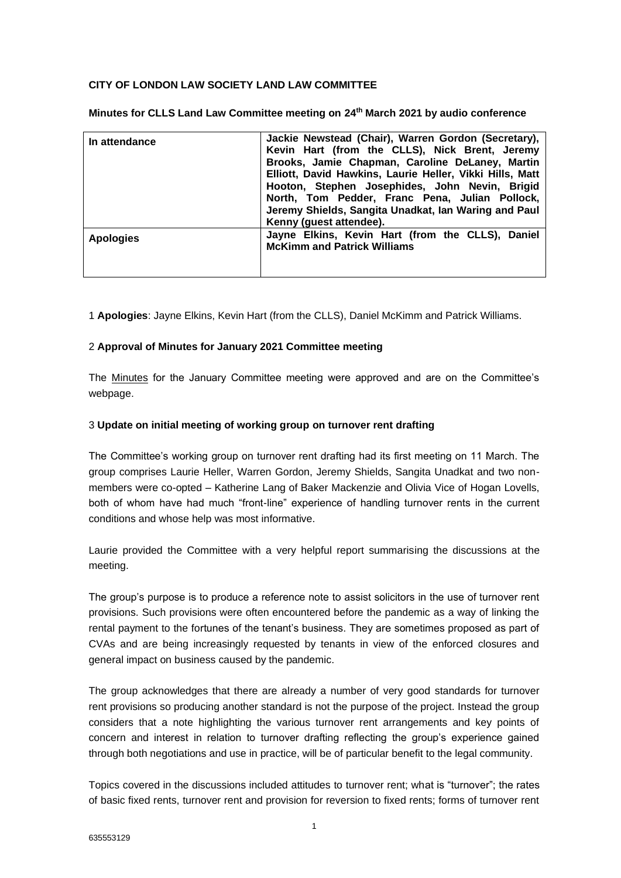**CITY OF LONDON LAW SOCIETY LAND LAW COMMITTEE**

**Minutes for CLLS Land Law Committee meeting on 24th March 2021 by audio conference**

| **In attendance** | **Jackie Newstead (Chair), Warren Gordon (Secretary), Kevin Hart (from the CLLS), Nick Brent, Jeremy Brooks, Jamie Chapman, Caroline DeLaney, Martin Elliott, David Hawkins, Laurie Heller, Vikki Hills, Matt Hooton, Stephen Josephides, John Nevin, Brigid North, Tom Pedder, Franc Pena, Julian Pollock, Jeremy Shields, Sangita Unadkat, Ian Waring and Paul Kenny (guest attendee).** |
|---|---|
| **Apologies** | **Jayne Elkins, Kevin Hart (from the CLLS), Daniel McKimm and Patrick Williams** |

1 **Apologies**: Jayne Elkins, Kevin Hart (from the CLLS), Daniel McKimm and Patrick Williams.

2 **Approval of Minutes for January 2021 Committee meeting**

The Minutes for the January Committee meeting were approved and are on the Committee's webpage.

3 **Update on initial meeting of working group on turnover rent drafting**

The Committee's working group on turnover rent drafting had its first meeting on 11 March. The group comprises Laurie Heller, Warren Gordon, Jeremy Shields, Sangita Unadkat and two non-members were co-opted – Katherine Lang of Baker Mackenzie and Olivia Vice of Hogan Lovells, both of whom have had much "front-line" experience of handling turnover rents in the current conditions and whose help was most informative.

Laurie provided the Committee with a very helpful report summarising the discussions at the meeting.

The group's purpose is to produce a reference note to assist solicitors in the use of turnover rent provisions. Such provisions were often encountered before the pandemic as a way of linking the rental payment to the fortunes of the tenant's business. They are sometimes proposed as part of CVAs and are being increasingly requested by tenants in view of the enforced closures and general impact on business caused by the pandemic.

The group acknowledges that there are already a number of very good standards for turnover rent provisions so producing another standard is not the purpose of the project. Instead the group considers that a note highlighting the various turnover rent arrangements and key points of concern and interest in relation to turnover drafting reflecting the group's experience gained through both negotiations and use in practice, will be of particular benefit to the legal community.

Topics covered in the discussions included attitudes to turnover rent; what is "turnover"; the rates of basic fixed rents, turnover rent and provision for reversion to fixed rents; forms of turnover rent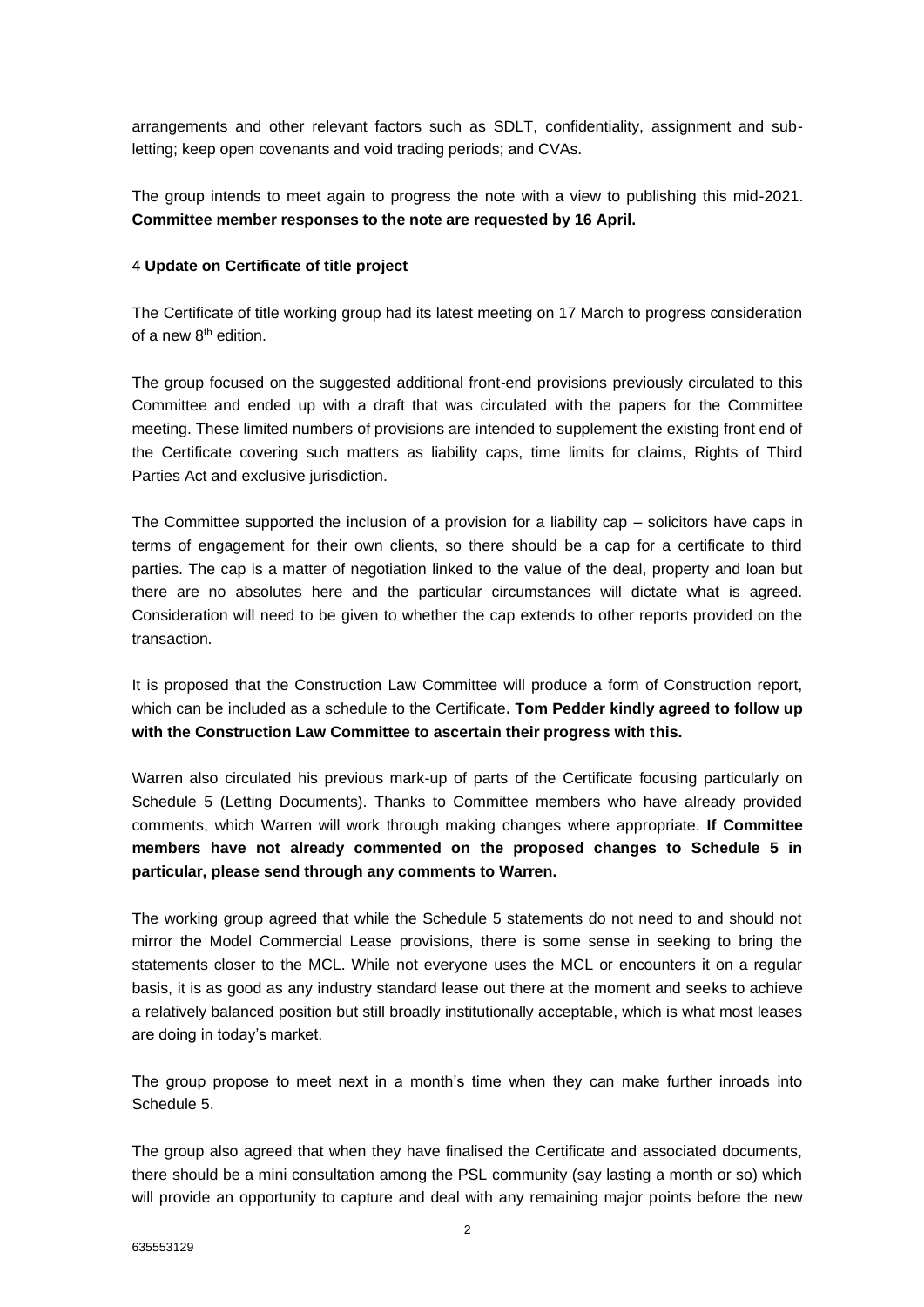arrangements and other relevant factors such as SDLT, confidentiality, assignment and sub-letting; keep open covenants and void trading periods; and CVAs.

The group intends to meet again to progress the note with a view to publishing this mid-2021. **Committee member responses to the note are requested by 16 April.**

4 **Update on Certificate of title project**

The Certificate of title working group had its latest meeting on 17 March to progress consideration of a new 8th edition.

The group focused on the suggested additional front-end provisions previously circulated to this Committee and ended up with a draft that was circulated with the papers for the Committee meeting. These limited numbers of provisions are intended to supplement the existing front end of the Certificate covering such matters as liability caps, time limits for claims, Rights of Third Parties Act and exclusive jurisdiction.

The Committee supported the inclusion of a provision for a liability cap – solicitors have caps in terms of engagement for their own clients, so there should be a cap for a certificate to third parties. The cap is a matter of negotiation linked to the value of the deal, property and loan but there are no absolutes here and the particular circumstances will dictate what is agreed. Consideration will need to be given to whether the cap extends to other reports provided on the transaction.

It is proposed that the Construction Law Committee will produce a form of Construction report, which can be included as a schedule to the Certificate**. Tom Pedder kindly agreed to follow up with the Construction Law Committee to ascertain their progress with this.**

Warren also circulated his previous mark-up of parts of the Certificate focusing particularly on Schedule 5 (Letting Documents). Thanks to Committee members who have already provided comments, which Warren will work through making changes where appropriate. **If Committee members have not already commented on the proposed changes to Schedule 5 in particular, please send through any comments to Warren.**

The working group agreed that while the Schedule 5 statements do not need to and should not mirror the Model Commercial Lease provisions, there is some sense in seeking to bring the statements closer to the MCL. While not everyone uses the MCL or encounters it on a regular basis, it is as good as any industry standard lease out there at the moment and seeks to achieve a relatively balanced position but still broadly institutionally acceptable, which is what most leases are doing in today's market.

The group propose to meet next in a month's time when they can make further inroads into Schedule 5.

The group also agreed that when they have finalised the Certificate and associated documents, there should be a mini consultation among the PSL community (say lasting a month or so) which will provide an opportunity to capture and deal with any remaining major points before the new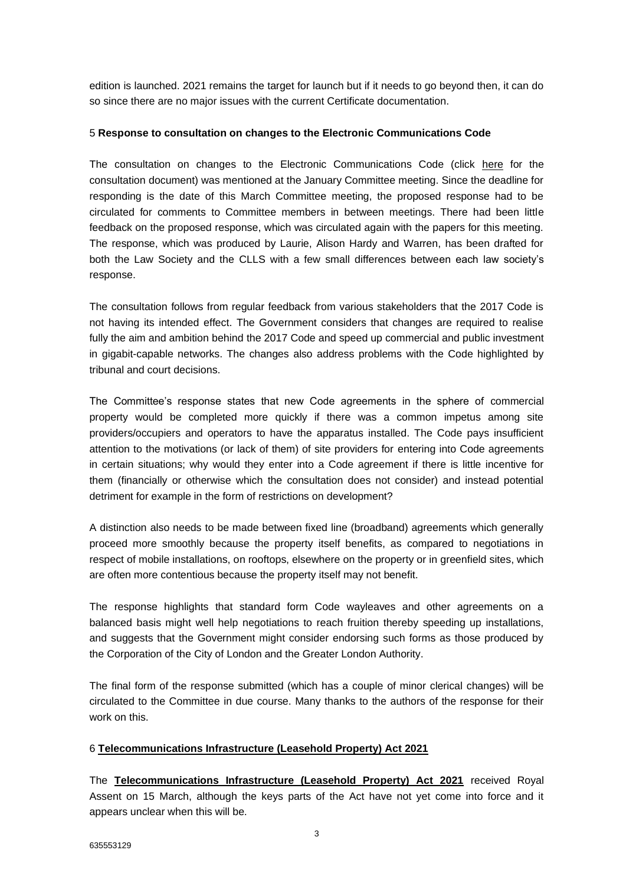edition is launched. 2021 remains the target for launch but if it needs to go beyond then, it can do so since there are no major issues with the current Certificate documentation.

5 **Response to consultation on changes to the Electronic Communications Code**

The consultation on changes to the Electronic Communications Code (click here for the consultation document) was mentioned at the January Committee meeting. Since the deadline for responding is the date of this March Committee meeting, the proposed response had to be circulated for comments to Committee members in between meetings. There had been little feedback on the proposed response, which was circulated again with the papers for this meeting. The response, which was produced by Laurie, Alison Hardy and Warren, has been drafted for both the Law Society and the CLLS with a few small differences between each law society's response.

The consultation follows from regular feedback from various stakeholders that the 2017 Code is not having its intended effect. The Government considers that changes are required to realise fully the aim and ambition behind the 2017 Code and speed up commercial and public investment in gigabit-capable networks. The changes also address problems with the Code highlighted by tribunal and court decisions.

The Committee's response states that new Code agreements in the sphere of commercial property would be completed more quickly if there was a common impetus among site providers/occupiers and operators to have the apparatus installed. The Code pays insufficient attention to the motivations (or lack of them) of site providers for entering into Code agreements in certain situations; why would they enter into a Code agreement if there is little incentive for them (financially or otherwise which the consultation does not consider) and instead potential detriment for example in the form of restrictions on development?

A distinction also needs to be made between fixed line (broadband) agreements which generally proceed more smoothly because the property itself benefits, as compared to negotiations in respect of mobile installations, on rooftops, elsewhere on the property or in greenfield sites, which are often more contentious because the property itself may not benefit.

The response highlights that standard form Code wayleaves and other agreements on a balanced basis might well help negotiations to reach fruition thereby speeding up installations, and suggests that the Government might consider endorsing such forms as those produced by the Corporation of the City of London and the Greater London Authority.

The final form of the response submitted (which has a couple of minor clerical changes) will be circulated to the Committee in due course. Many thanks to the authors of the response for their work on this.

6 **Telecommunications Infrastructure (Leasehold Property) Act 2021**

The **Telecommunications Infrastructure (Leasehold Property) Act 2021** received Royal Assent on 15 March, although the keys parts of the Act have not yet come into force and it appears unclear when this will be.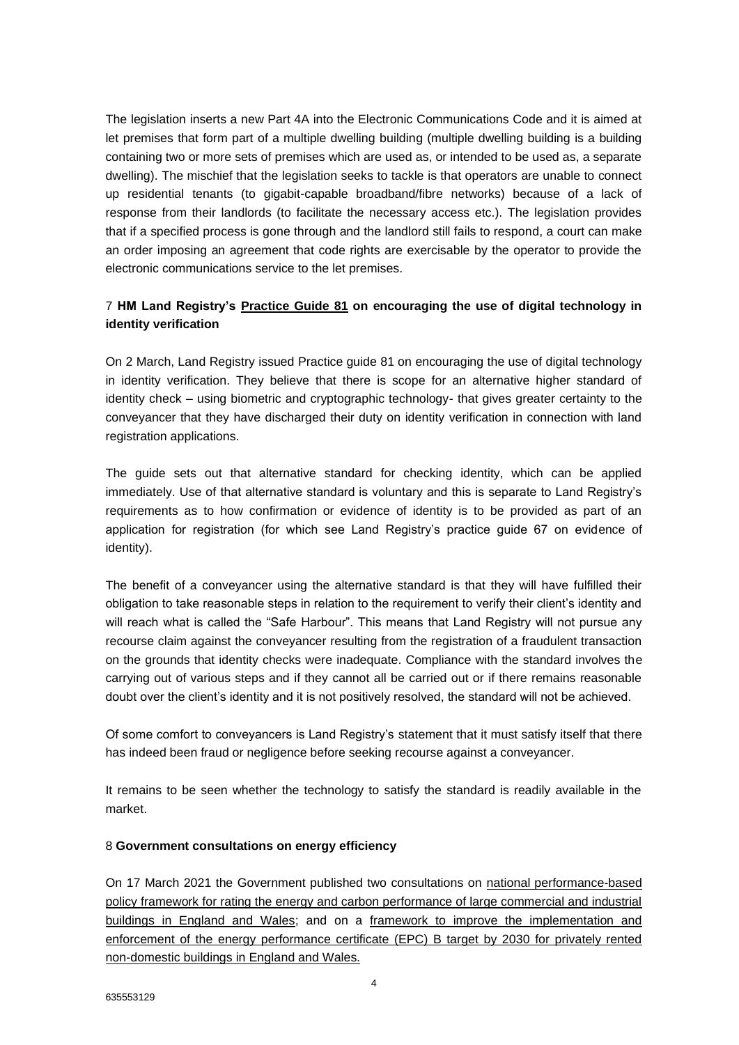The legislation inserts a new Part 4A into the Electronic Communications Code and it is aimed at let premises that form part of a multiple dwelling building (multiple dwelling building is a building containing two or more sets of premises which are used as, or intended to be used as, a separate dwelling). The mischief that the legislation seeks to tackle is that operators are unable to connect up residential tenants (to gigabit-capable broadband/fibre networks) because of a lack of response from their landlords (to facilitate the necessary access etc.). The legislation provides that if a specified process is gone through and the landlord still fails to respond, a court can make an order imposing an agreement that code rights are exercisable by the operator to provide the electronic communications service to the let premises.

### 7 **HM Land Registry's Practice Guide 81 on encouraging the use of digital technology in identity verification**

On 2 March, Land Registry issued Practice guide 81 on encouraging the use of digital technology in identity verification. They believe that there is scope for an alternative higher standard of identity check – using biometric and cryptographic technology- that gives greater certainty to the conveyancer that they have discharged their duty on identity verification in connection with land registration applications.

The guide sets out that alternative standard for checking identity, which can be applied immediately. Use of that alternative standard is voluntary and this is separate to Land Registry's requirements as to how confirmation or evidence of identity is to be provided as part of an application for registration (for which see Land Registry's practice guide 67 on evidence of identity).

The benefit of a conveyancer using the alternative standard is that they will have fulfilled their obligation to take reasonable steps in relation to the requirement to verify their client's identity and will reach what is called the "Safe Harbour". This means that Land Registry will not pursue any recourse claim against the conveyancer resulting from the registration of a fraudulent transaction on the grounds that identity checks were inadequate. Compliance with the standard involves the carrying out of various steps and if they cannot all be carried out or if there remains reasonable doubt over the client's identity and it is not positively resolved, the standard will not be achieved.

Of some comfort to conveyancers is Land Registry's statement that it must satisfy itself that there has indeed been fraud or negligence before seeking recourse against a conveyancer.

It remains to be seen whether the technology to satisfy the standard is readily available in the market.

### 8 **Government consultations on energy efficiency**

On 17 March 2021 the Government published two consultations on national performance-based policy framework for rating the energy and carbon performance of large commercial and industrial buildings in England and Wales; and on a framework to improve the implementation and enforcement of the energy performance certificate (EPC) B target by 2030 for privately rented non-domestic buildings in England and Wales.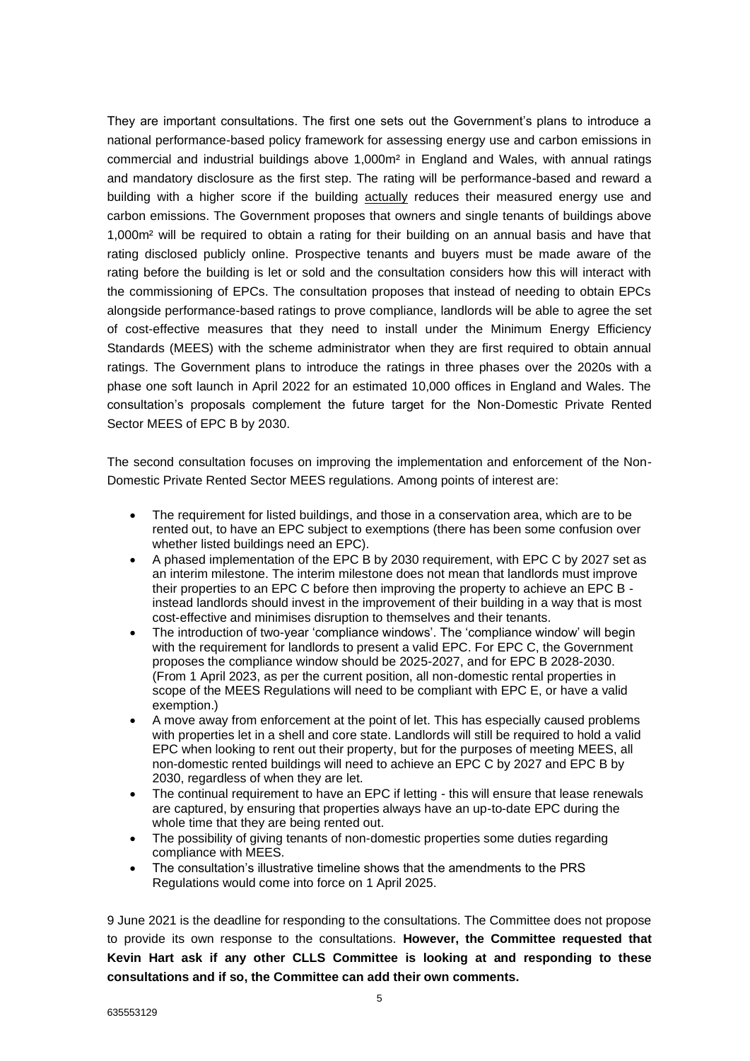They are important consultations. The first one sets out the Government's plans to introduce a national performance-based policy framework for assessing energy use and carbon emissions in commercial and industrial buildings above 1,000m² in England and Wales, with annual ratings and mandatory disclosure as the first step. The rating will be performance-based and reward a building with a higher score if the building actually reduces their measured energy use and carbon emissions. The Government proposes that owners and single tenants of buildings above 1,000m² will be required to obtain a rating for their building on an annual basis and have that rating disclosed publicly online. Prospective tenants and buyers must be made aware of the rating before the building is let or sold and the consultation considers how this will interact with the commissioning of EPCs. The consultation proposes that instead of needing to obtain EPCs alongside performance-based ratings to prove compliance, landlords will be able to agree the set of cost-effective measures that they need to install under the Minimum Energy Efficiency Standards (MEES) with the scheme administrator when they are first required to obtain annual ratings. The Government plans to introduce the ratings in three phases over the 2020s with a phase one soft launch in April 2022 for an estimated 10,000 offices in England and Wales. The consultation's proposals complement the future target for the Non-Domestic Private Rented Sector MEES of EPC B by 2030.

The second consultation focuses on improving the implementation and enforcement of the Non-Domestic Private Rented Sector MEES regulations. Among points of interest are:

- The requirement for listed buildings, and those in a conservation area, which are to be rented out, to have an EPC subject to exemptions (there has been some confusion over whether listed buildings need an EPC).
- A phased implementation of the EPC B by 2030 requirement, with EPC C by 2027 set as an interim milestone. The interim milestone does not mean that landlords must improve their properties to an EPC C before then improving the property to achieve an EPC B - instead landlords should invest in the improvement of their building in a way that is most cost-effective and minimises disruption to themselves and their tenants.
- The introduction of two-year 'compliance windows'. The 'compliance window' will begin with the requirement for landlords to present a valid EPC. For EPC C, the Government proposes the compliance window should be 2025-2027, and for EPC B 2028-2030. (From 1 April 2023, as per the current position, all non-domestic rental properties in scope of the MEES Regulations will need to be compliant with EPC E, or have a valid exemption.)
- A move away from enforcement at the point of let. This has especially caused problems with properties let in a shell and core state. Landlords will still be required to hold a valid EPC when looking to rent out their property, but for the purposes of meeting MEES, all non-domestic rented buildings will need to achieve an EPC C by 2027 and EPC B by 2030, regardless of when they are let.
- The continual requirement to have an EPC if letting - this will ensure that lease renewals are captured, by ensuring that properties always have an up-to-date EPC during the whole time that they are being rented out.
- The possibility of giving tenants of non-domestic properties some duties regarding compliance with MEES.
- The consultation's illustrative timeline shows that the amendments to the PRS Regulations would come into force on 1 April 2025.

9 June 2021 is the deadline for responding to the consultations. The Committee does not propose to provide its own response to the consultations. **However, the Committee requested that Kevin Hart ask if any other CLLS Committee is looking at and responding to these consultations and if so, the Committee can add their own comments.**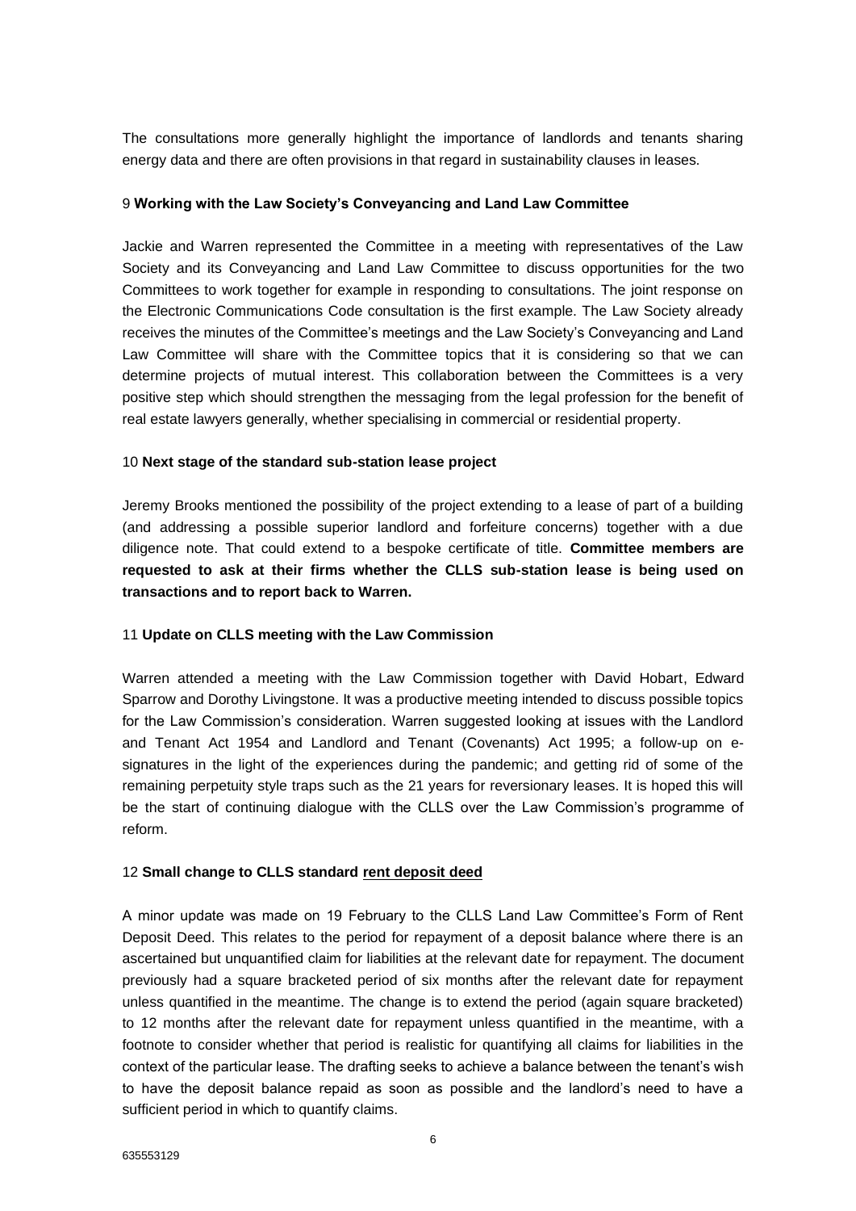The consultations more generally highlight the importance of landlords and tenants sharing energy data and there are often provisions in that regard in sustainability clauses in leases.

### 9 **Working with the Law Society's Conveyancing and Land Law Committee**

Jackie and Warren represented the Committee in a meeting with representatives of the Law Society and its Conveyancing and Land Law Committee to discuss opportunities for the two Committees to work together for example in responding to consultations. The joint response on the Electronic Communications Code consultation is the first example. The Law Society already receives the minutes of the Committee's meetings and the Law Society's Conveyancing and Land Law Committee will share with the Committee topics that it is considering so that we can determine projects of mutual interest. This collaboration between the Committees is a very positive step which should strengthen the messaging from the legal profession for the benefit of real estate lawyers generally, whether specialising in commercial or residential property.

### 10 **Next stage of the standard sub-station lease project**

Jeremy Brooks mentioned the possibility of the project extending to a lease of part of a building (and addressing a possible superior landlord and forfeiture concerns) together with a due diligence note. That could extend to a bespoke certificate of title. **Committee members are requested to ask at their firms whether the CLLS sub-station lease is being used on transactions and to report back to Warren.**

### 11 **Update on CLLS meeting with the Law Commission**

Warren attended a meeting with the Law Commission together with David Hobart, Edward Sparrow and Dorothy Livingstone. It was a productive meeting intended to discuss possible topics for the Law Commission's consideration. Warren suggested looking at issues with the Landlord and Tenant Act 1954 and Landlord and Tenant (Covenants) Act 1995; a follow-up on e-signatures in the light of the experiences during the pandemic; and getting rid of some of the remaining perpetuity style traps such as the 21 years for reversionary leases. It is hoped this will be the start of continuing dialogue with the CLLS over the Law Commission's programme of reform.

### 12 **Small change to CLLS standard rent deposit deed**

A minor update was made on 19 February to the CLLS Land Law Committee's Form of Rent Deposit Deed. This relates to the period for repayment of a deposit balance where there is an ascertained but unquantified claim for liabilities at the relevant date for repayment. The document previously had a square bracketed period of six months after the relevant date for repayment unless quantified in the meantime. The change is to extend the period (again square bracketed) to 12 months after the relevant date for repayment unless quantified in the meantime, with a footnote to consider whether that period is realistic for quantifying all claims for liabilities in the context of the particular lease. The drafting seeks to achieve a balance between the tenant's wish to have the deposit balance repaid as soon as possible and the landlord's need to have a sufficient period in which to quantify claims.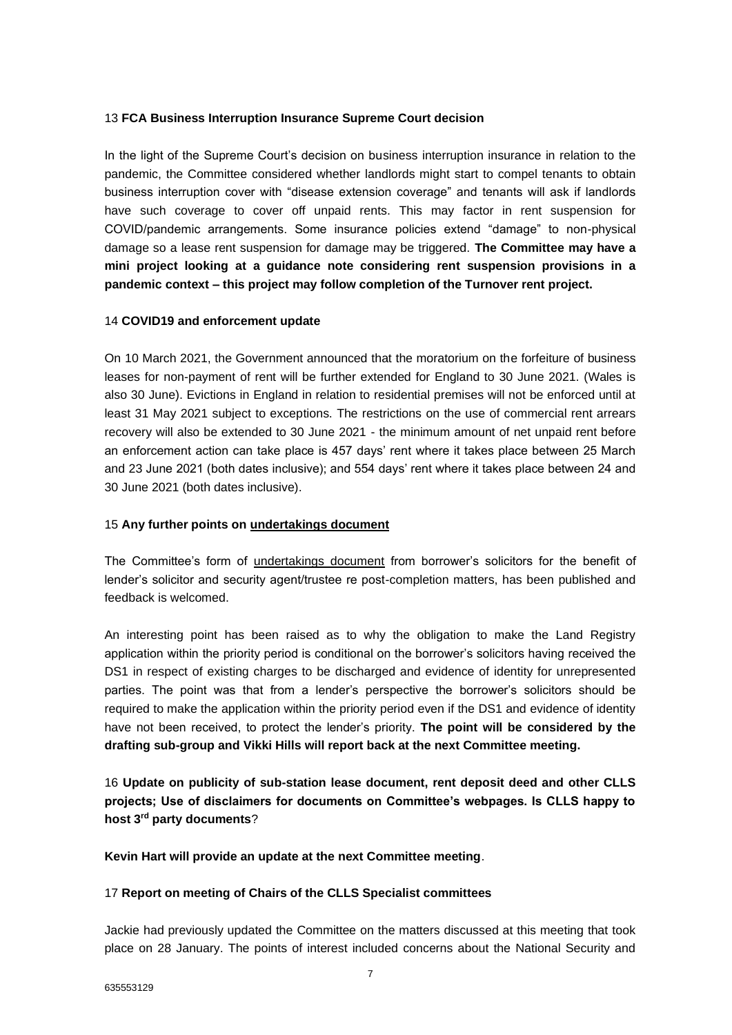13 **FCA Business Interruption Insurance Supreme Court decision**

In the light of the Supreme Court's decision on business interruption insurance in relation to the pandemic, the Committee considered whether landlords might start to compel tenants to obtain business interruption cover with "disease extension coverage" and tenants will ask if landlords have such coverage to cover off unpaid rents. This may factor in rent suspension for COVID/pandemic arrangements. Some insurance policies extend "damage" to non-physical damage so a lease rent suspension for damage may be triggered. **The Committee may have a mini project looking at a guidance note considering rent suspension provisions in a pandemic context – this project may follow completion of the Turnover rent project.**

14 **COVID19 and enforcement update**

On 10 March 2021, the Government announced that the moratorium on the forfeiture of business leases for non-payment of rent will be further extended for England to 30 June 2021. (Wales is also 30 June). Evictions in England in relation to residential premises will not be enforced until at least 31 May 2021 subject to exceptions. The restrictions on the use of commercial rent arrears recovery will also be extended to 30 June 2021 - the minimum amount of net unpaid rent before an enforcement action can take place is 457 days' rent where it takes place between 25 March and 23 June 2021 (both dates inclusive); and 554 days' rent where it takes place between 24 and 30 June 2021 (both dates inclusive).

15 **Any further points on undertakings document**

The Committee's form of undertakings document from borrower's solicitors for the benefit of lender's solicitor and security agent/trustee re post-completion matters, has been published and feedback is welcomed.

An interesting point has been raised as to why the obligation to make the Land Registry application within the priority period is conditional on the borrower's solicitors having received the DS1 in respect of existing charges to be discharged and evidence of identity for unrepresented parties. The point was that from a lender's perspective the borrower's solicitors should be required to make the application within the priority period even if the DS1 and evidence of identity have not been received, to protect the lender's priority. **The point will be considered by the drafting sub-group and Vikki Hills will report back at the next Committee meeting.**

16 **Update on publicity of sub-station lease document, rent deposit deed and other CLLS projects; Use of disclaimers for documents on Committee's webpages. Is CLLS happy to host 3rd party documents**?

**Kevin Hart will provide an update at the next Committee meeting**.

17 **Report on meeting of Chairs of the CLLS Specialist committees**

Jackie had previously updated the Committee on the matters discussed at this meeting that took place on 28 January. The points of interest included concerns about the National Security and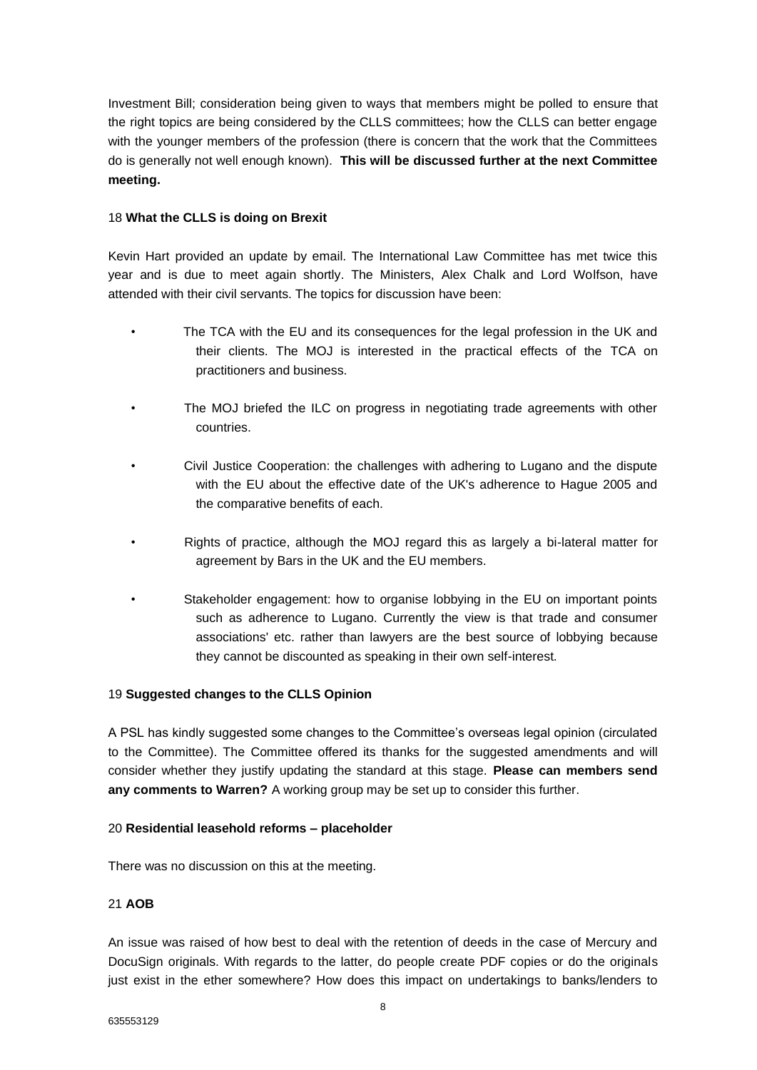Investment Bill; consideration being given to ways that members might be polled to ensure that the right topics are being considered by the CLLS committees; how the CLLS can better engage with the younger members of the profession (there is concern that the work that the Committees do is generally not well enough known). **This will be discussed further at the next Committee meeting.**

18 **What the CLLS is doing on Brexit**

Kevin Hart provided an update by email. The International Law Committee has met twice this year and is due to meet again shortly. The Ministers, Alex Chalk and Lord Wolfson, have attended with their civil servants. The topics for discussion have been:

- The TCA with the EU and its consequences for the legal profession in the UK and their clients. The MOJ is interested in the practical effects of the TCA on practitioners and business.
- The MOJ briefed the ILC on progress in negotiating trade agreements with other countries.
- Civil Justice Cooperation: the challenges with adhering to Lugano and the dispute with the EU about the effective date of the UK's adherence to Hague 2005 and the comparative benefits of each.
- Rights of practice, although the MOJ regard this as largely a bi-lateral matter for agreement by Bars in the UK and the EU members.
- Stakeholder engagement: how to organise lobbying in the EU on important points such as adherence to Lugano. Currently the view is that trade and consumer associations' etc. rather than lawyers are the best source of lobbying because they cannot be discounted as speaking in their own self-interest.

19 **Suggested changes to the CLLS Opinion**

A PSL has kindly suggested some changes to the Committee's overseas legal opinion (circulated to the Committee). The Committee offered its thanks for the suggested amendments and will consider whether they justify updating the standard at this stage. **Please can members send any comments to Warren?** A working group may be set up to consider this further.

20 **Residential leasehold reforms – placeholder**

There was no discussion on this at the meeting.

21 **AOB**

An issue was raised of how best to deal with the retention of deeds in the case of Mercury and DocuSign originals. With regards to the latter, do people create PDF copies or do the originals just exist in the ether somewhere? How does this impact on undertakings to banks/lenders to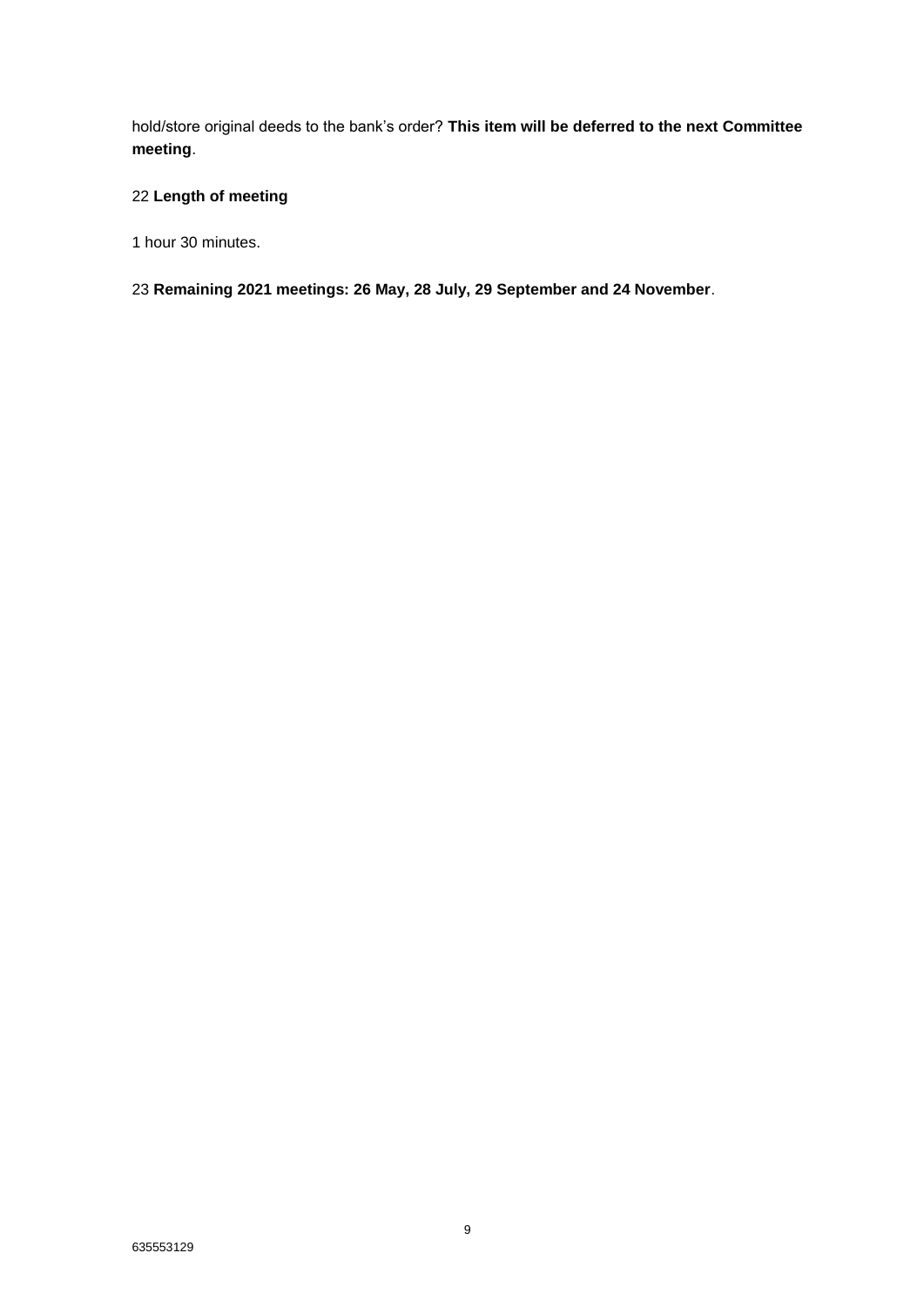hold/store original deeds to the bank's order? **This item will be deferred to the next Committee meeting**.

22 **Length of meeting**

1 hour 30 minutes.

23 **Remaining 2021 meetings: 26 May, 28 July, 29 September and 24 November**.

635553129